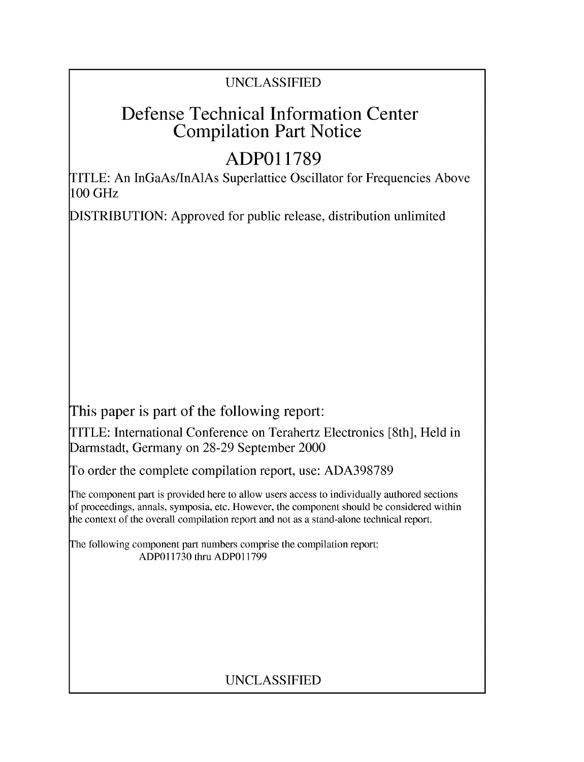UNCLASSIFIED

# Defense Technical Information Center Compilation Part Notice

# ADP011789

TITLE: An InGaAs/InAlAs Superlattice Oscillator for Frequencies Above 100 GHz

DISTRIBUTION: Approved for public release, distribution unlimited

This paper is part of the following report:

TITLE: International Conference on Terahertz Electronics [8th], Held in Darmstadt, Germany on 28-29 September 2000

To order the complete compilation report, use: ADA398789

The component part is provided here to allow users access to individually authored sections of proceedings, annals, symposia, etc. However, the component should be considered within the context of the overall compilation report and not as a stand-alone technical report.

The following component part numbers comprise the compilation report:
ADP011730 thru ADP011799

UNCLASSIFIED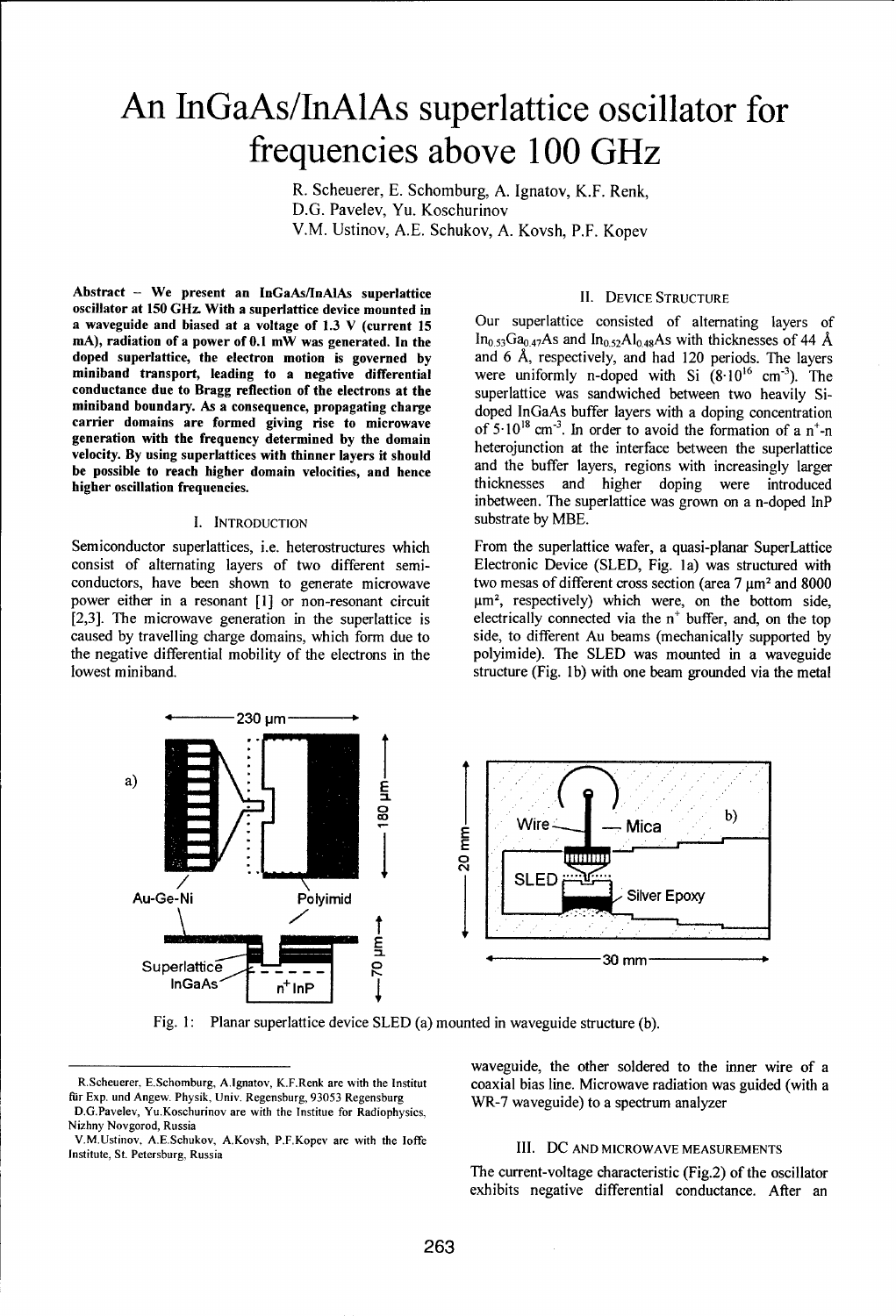# An InGaAs/InAlAs superlattice oscillator for frequencies above 100 GHz

R. Scheuerer, E. Schomburg, A. Ignatov, K.F. Renk, D.G. Pavelev, Yu. Koschurinov
V.M. Ustinov, A.E. Schukov, A. Kovsh, P.F. Kopev

**Abstract – We present an InGaAs/InAlAs superlattice oscillator at 150 GHz. With a superlattice device mounted in a waveguide and biased at a voltage of 1.3 V (current 15 mA), radiation of a power of 0.1 mW was generated. In the doped superlattice, the electron motion is governed by miniband transport, leading to a negative differential conductance due to Bragg reflection of the electrons at the miniband boundary. As a consequence, propagating charge carrier domains are formed giving rise to microwave generation with the frequency determined by the domain velocity. By using superlattices with thinner layers it should be possible to reach higher domain velocities, and hence higher oscillation frequencies.**

## I. Introduction

Semiconductor superlattices, i.e. heterostructures which consist of alternating layers of two different semiconductors, have been shown to generate microwave power either in a resonant [1] or non-resonant circuit [2,3]. The microwave generation in the superlattice is caused by travelling charge domains, which form due to the negative differential mobility of the electrons in the lowest miniband.

## II. Device Structure

Our superlattice consisted of alternating layers of $In_{0.53}Ga_{0.47}As$ and $In_{0.52}Al_{0.48}As$ with thicknesses of 44 Å and 6 Å, respectively, and had 120 periods. The layers were uniformly n-doped with Si ($8 \cdot 10^{16}$ cm$^{-3}$). The superlattice was sandwiched between two heavily Si-doped InGaAs buffer layers with a doping concentration of $5 \cdot 10^{18}$ cm$^{-3}$. In order to avoid the formation of a $n^+$-n heterojunction at the interface between the superlattice and the buffer layers, regions with increasingly larger thicknesses and higher doping were introduced inbetween. The superlattice was grown on a n-doped InP substrate by MBE.

From the superlattice wafer, a quasi-planar SuperLattice Electronic Device (SLED, Fig. 1a) was structured with two mesas of different cross section (area 7 µm² and 8000 µm², respectively) which were, on the bottom side, electrically connected via the $n^+$ buffer, and, on the top side, to different Au beams (mechanically supported by polyimide). The SLED was mounted in a waveguide structure (Fig. 1b) with one beam grounded via the metal waveguide, the other soldered to the inner wire of a coaxial bias line. Microwave radiation was guided (with a WR-7 waveguide) to a spectrum analyzer

Fig. 1: Planar superlattice device SLED (a) mounted in waveguide structure (b).

R.Scheuerer, E.Schomburg, A.Ignatov, K.F.Renk are with the Institut für Exp. und Angew. Physik, Univ. Regensburg, 93053 Regensburg

D.G.Pavelev, Yu.Koschurinov are with the Institue for Radiophysics, Nizhny Novgorod, Russia

V.M.Ustinov, A.E.Schukov, A.Kovsh, P.F.Kopev are with the Ioffe Institute, St. Petersburg, Russia

## III. DC and Microwave Measurements

The current-voltage characteristic (Fig.2) of the oscillator exhibits negative differential conductance. After an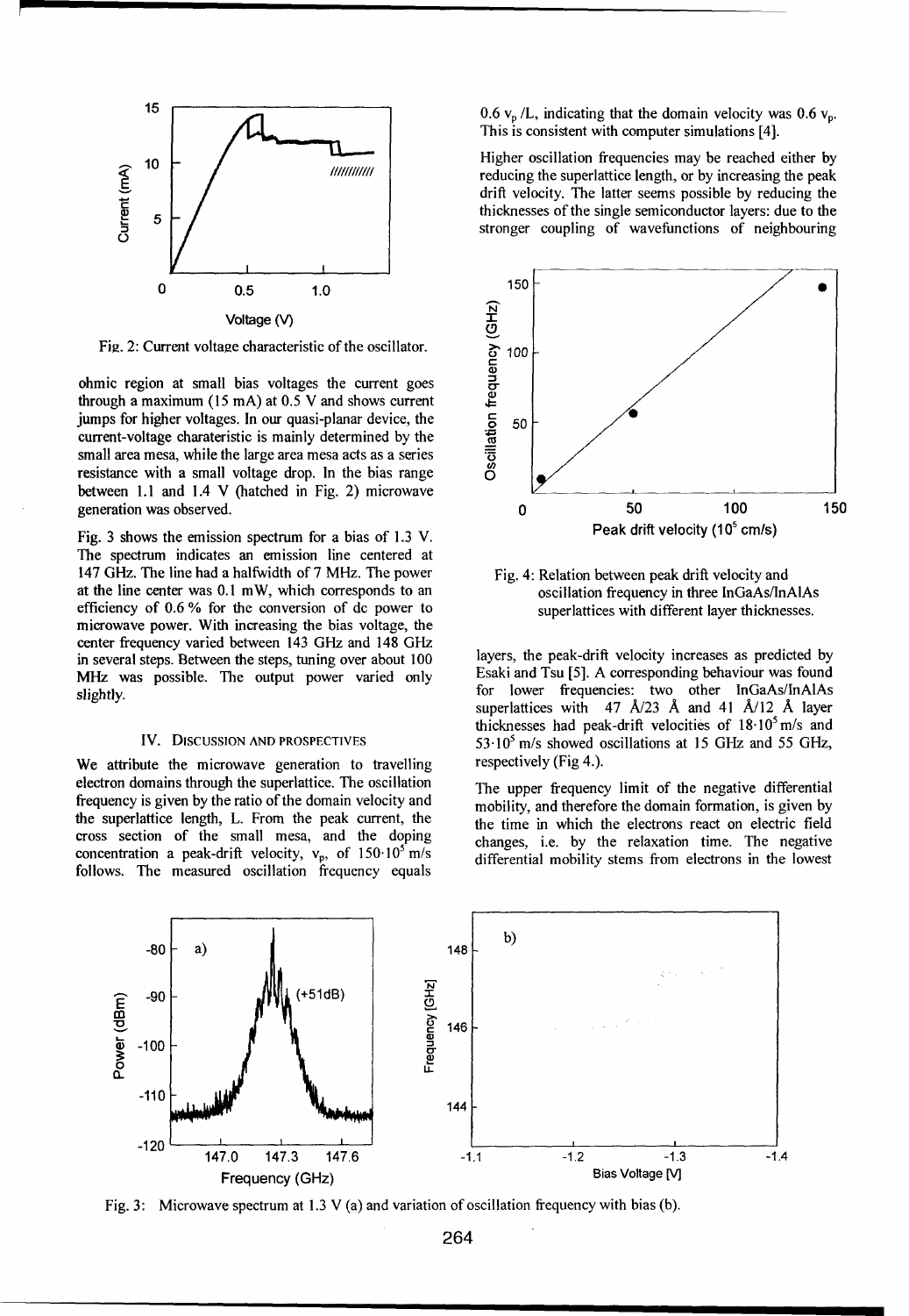Fig. 2: Current voltage characteristic of the oscillator.

ohmic region at small bias voltages the current goes through a maximum (15 mA) at 0.5 V and shows current jumps for higher voltages. In our quasi-planar device, the current-voltage charateristic is mainly determined by the small area mesa, while the large area mesa acts as a series resistance with a small voltage drop. In the bias range between 1.1 and 1.4 V (hatched in Fig. 2) microwave generation was observed.

Fig. 3 shows the emission spectrum for a bias of 1.3 V. The spectrum indicates an emission line centered at 147 GHz. The line had a halfwidth of 7 MHz. The power at the line center was 0.1 mW, which corresponds to an efficiency of 0.6 % for the conversion of dc power to microwave power. With increasing the bias voltage, the center frequency varied between 143 GHz and 148 GHz in several steps. Between the steps, tuning over about 100 MHz was possible. The output power varied only slightly.

## IV. Discussion and Prospectives

We attribute the microwave generation to travelling electron domains through the superlattice. The oscillation frequency is given by the ratio of the domain velocity and the superlattice length, L. From the peak current, the cross section of the small mesa, and the doping concentration a peak-drift velocity, $v_p$, of $150 \cdot 10^5$ m/s follows. The measured oscillation frequency equals $0.6\, v_p / L$, indicating that the domain velocity was $0.6\, v_p$. This is consistent with computer simulations [4].

Higher oscillation frequencies may be reached either by reducing the superlattice length, or by increasing the peak drift velocity. The latter seems possible by reducing the thicknesses of the single semiconductor layers: due to the stronger coupling of wavefunctions of neighbouring layers, the peak-drift velocity increases as predicted by Esaki and Tsu [5]. A corresponding behaviour was found for lower frequencies: two other InGaAs/InAlAs superlattices with 47 Å/23 Å and 41 Å/12 Å layer thicknesses had peak-drift velocities of $18 \cdot 10^5$ m/s and $53 \cdot 10^5$ m/s showed oscillations at 15 GHz and 55 GHz, respectively (Fig 4.).

Fig. 4: Relation between peak drift velocity and oscillation frequency in three InGaAs/InAlAs superlattices with different layer thicknesses.

The upper frequency limit of the negative differential mobility, and therefore the domain formation, is given by the time in which the electrons react on electric field changes, i.e. by the relaxation time. The negative differential mobility stems from electrons in the lowest

Fig. 3: Microwave spectrum at 1.3 V (a) and variation of oscillation frequency with bias (b).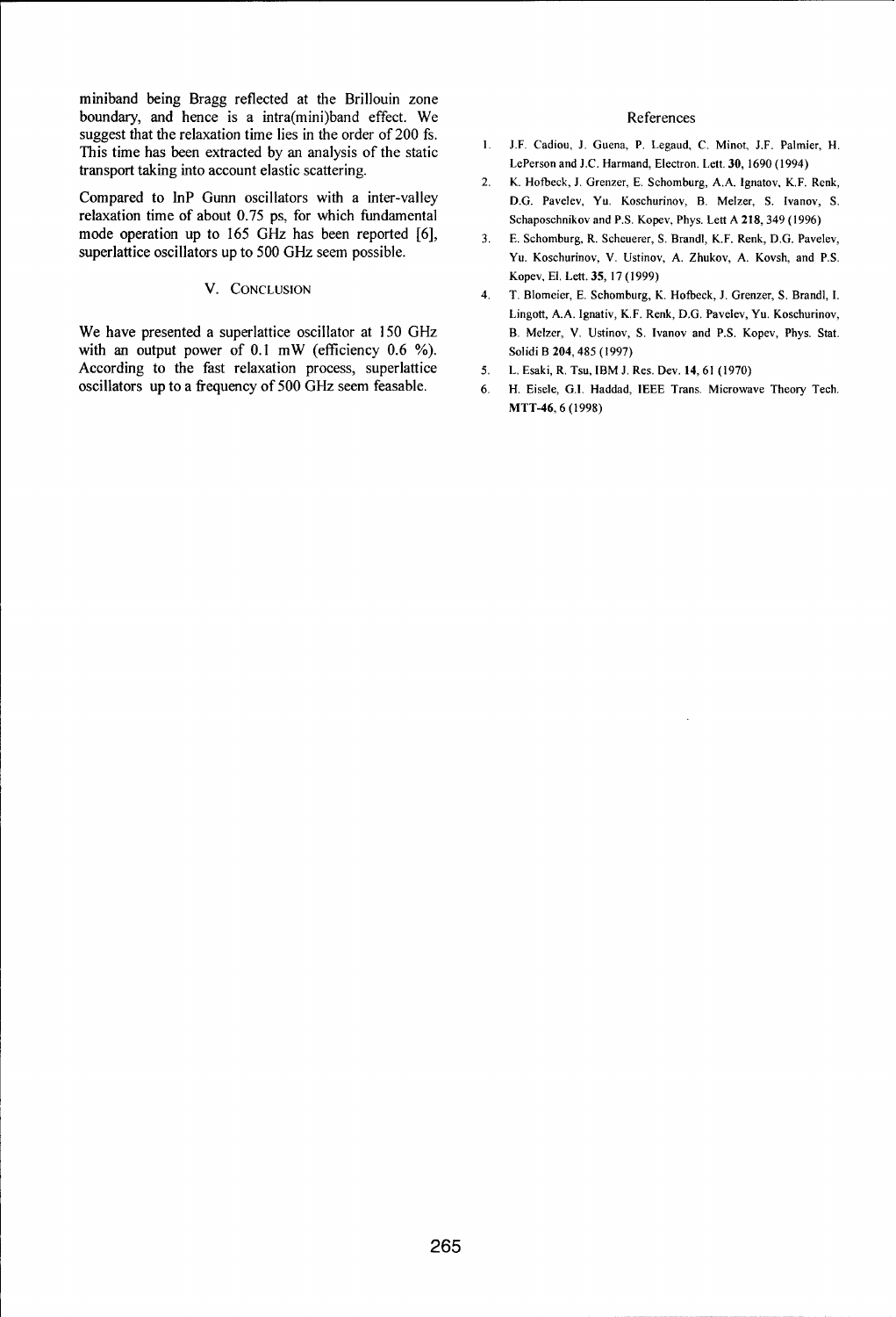miniband being Bragg reflected at the Brillouin zone boundary, and hence is a intra(mini)band effect. We suggest that the relaxation time lies in the order of 200 fs. This time has been extracted by an analysis of the static transport taking into account elastic scattering.

Compared to InP Gunn oscillators with a inter-valley relaxation time of about 0.75 ps, for which fundamental mode operation up to 165 GHz has been reported [6], superlattice oscillators up to 500 GHz seem possible.

## V. Conclusion

We have presented a superlattice oscillator at 150 GHz with an output power of 0.1 mW (efficiency 0.6 %). According to the fast relaxation process, superlattice oscillators up to a frequency of 500 GHz seem feasable.

## References

1. J.F. Cadiou, J. Guena, P. Legaud, C. Minot, J.F. Palmier, H. LePerson and J.C. Harmand, Electron. Lett. **30**, 1690 (1994)
2. K. Hofbeck, J. Grenzer, E. Schomburg, A.A. Ignatov, K.F. Renk, D.G. Pavelev, Yu. Koschurinov, B. Melzer, S. Ivanov, S. Schaposchnikov and P.S. Kopev, Phys. Lett A **218**, 349 (1996)
3. E. Schomburg, R. Scheuerer, S. Brandl, K.F. Renk, D.G. Pavelev, Yu. Koschurinov, V. Ustinov, A. Zhukov, A. Kovsh, and P.S. Kopev, El. Lett. **35**, 17 (1999)
4. T. Blomeier, E. Schomburg, K. Hofbeck, J. Grenzer, S. Brandl, I. Lingott, A.A. Ignativ, K.F. Renk, D.G. Pavelev, Yu. Koschurinov, B. Melzer, V. Ustinov, S. Ivanov and P.S. Kopev, Phys. Stat. Solidi B **204**, 485 (1997)
5. L. Esaki, R. Tsu, IBM J. Res. Dev. **14**, 61 (1970)
6. H. Eisele, G.I. Haddad, IEEE Trans. Microwave Theory Tech. **MTT-46**, 6 (1998)